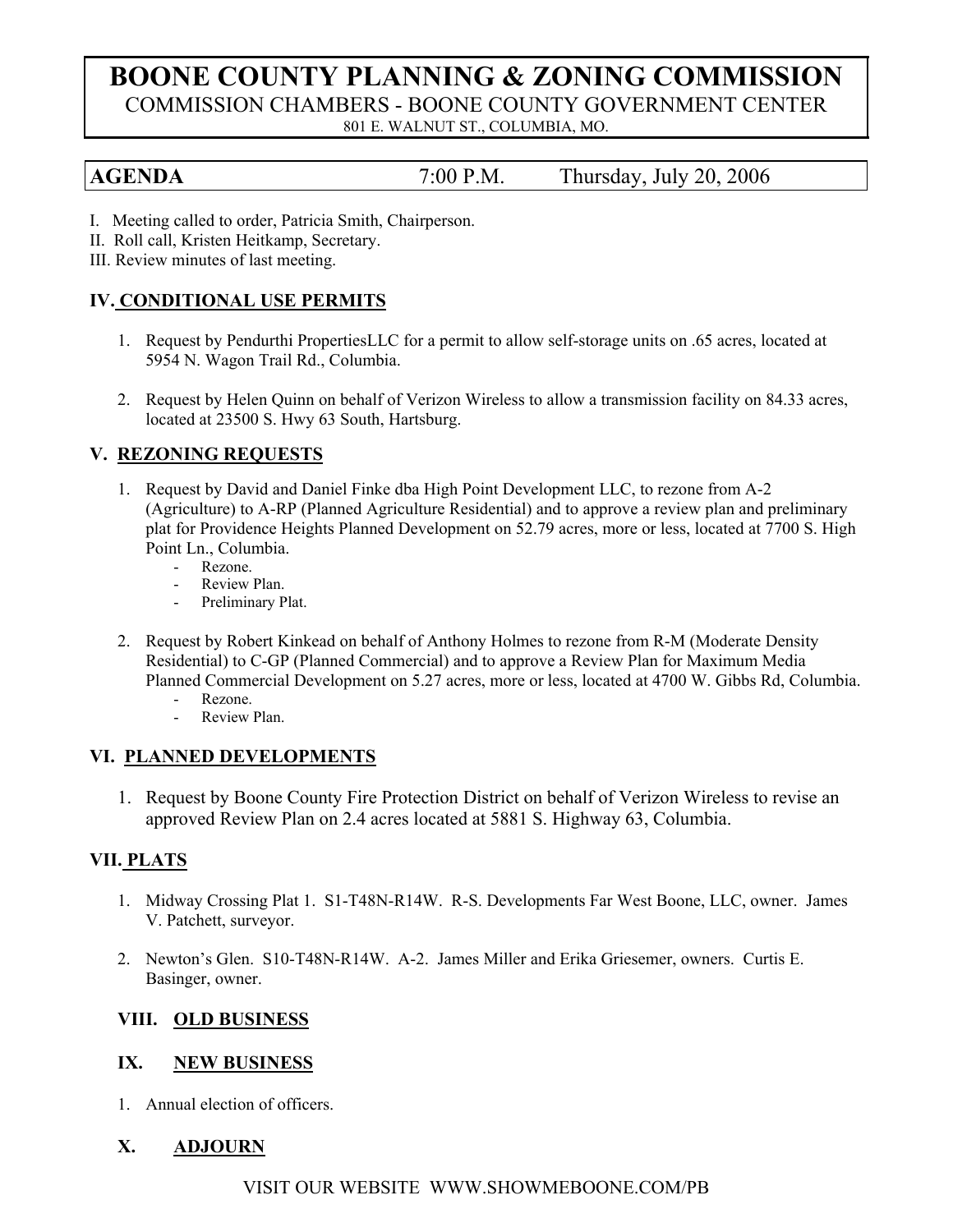# BOONE COUNTY PLANNING & ZONING COMMISSION

COMMISSION CHAMBERS - BOONE COUNTY GOVERNMENT CENTER

801 E. WALNUT ST., COLUMBIA, MO.

**AGENDA** 7:00 P.M. Thursday, July 20, 2006

I. Meeting called to order, Patricia Smith, Chairperson.
II. Roll call, Kristen Heitkamp, Secretary.
III. Review minutes of last meeting.

## IV. CONDITIONAL USE PERMITS

1. Request by Pendurthi PropertiesLLC for a permit to allow self-storage units on .65 acres, located at 5954 N. Wagon Trail Rd., Columbia.

2. Request by Helen Quinn on behalf of Verizon Wireless to allow a transmission facility on 84.33 acres, located at 23500 S. Hwy 63 South, Hartsburg.

## V. REZONING REQUESTS

1. Request by David and Daniel Finke dba High Point Development LLC, to rezone from A-2 (Agriculture) to A-RP (Planned Agriculture Residential) and to approve a review plan and preliminary plat for Providence Heights Planned Development on 52.79 acres, more or less, located at 7700 S. High Point Ln., Columbia.
   - Rezone.
   - Review Plan.
   - Preliminary Plat.

2. Request by Robert Kinkead on behalf of Anthony Holmes to rezone from R-M (Moderate Density Residential) to C-GP (Planned Commercial) and to approve a Review Plan for Maximum Media Planned Commercial Development on 5.27 acres, more or less, located at 4700 W. Gibbs Rd, Columbia.
   - Rezone.
   - Review Plan.

## VI. PLANNED DEVELOPMENTS

1. Request by Boone County Fire Protection District on behalf of Verizon Wireless to revise an approved Review Plan on 2.4 acres located at 5881 S. Highway 63, Columbia.

## VII. PLATS

1. Midway Crossing Plat 1. S1-T48N-R14W. R-S. Developments Far West Boone, LLC, owner. James V. Patchett, surveyor.

2. Newton's Glen. S10-T48N-R14W. A-2. James Miller and Erika Griesemer, owners. Curtis E. Basinger, owner.

## VIII. OLD BUSINESS

## IX. NEW BUSINESS

1. Annual election of officers.

## X. ADJOURN

VISIT OUR WEBSITE WWW.SHOWMEBOONE.COM/PB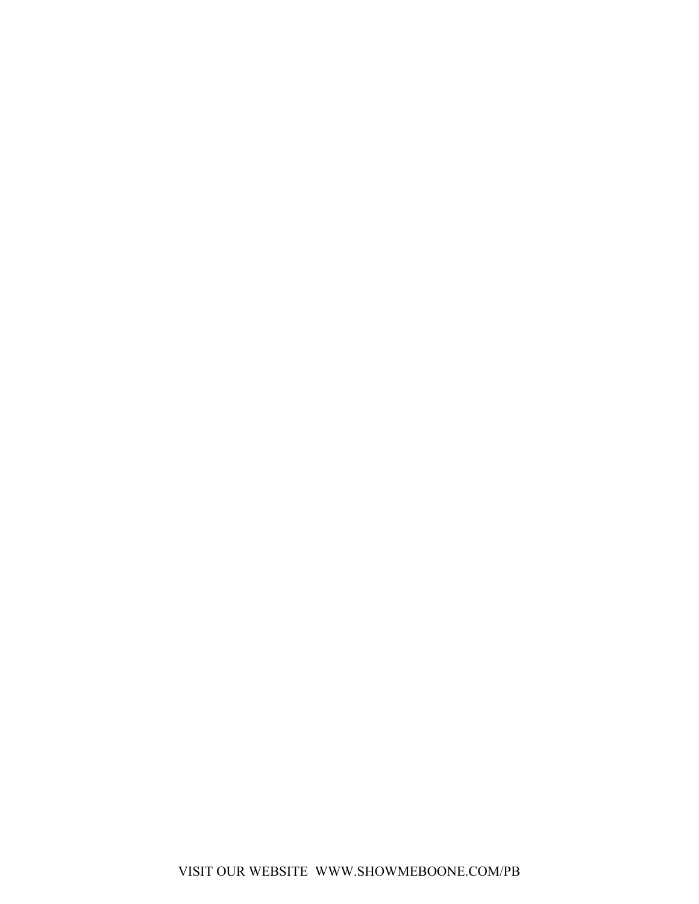VISIT OUR WEBSITE WWW.SHOWMEBOONE.COM/PB